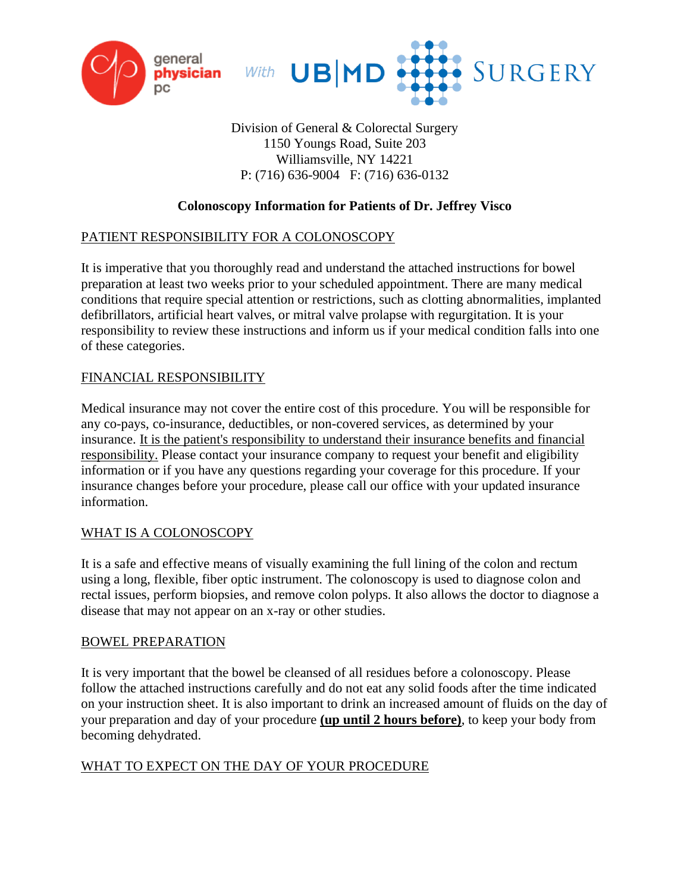general physician pc *With* UB|MD SURGERY

Division of General & Colorectal Surgery
1150 Youngs Road, Suite 203
Williamsville, NY 14221
P: (716) 636-9004 F: (716) 636-0132

**Colonoscopy Information for Patients of Dr. Jeffrey Visco**

## PATIENT RESPONSIBILITY FOR A COLONOSCOPY

It is imperative that you thoroughly read and understand the attached instructions for bowel preparation at least two weeks prior to your scheduled appointment. There are many medical conditions that require special attention or restrictions, such as clotting abnormalities, implanted defibrillators, artificial heart valves, or mitral valve prolapse with regurgitation. It is your responsibility to review these instructions and inform us if your medical condition falls into one of these categories.

## FINANCIAL RESPONSIBILITY

Medical insurance may not cover the entire cost of this procedure. You will be responsible for any co-pays, co-insurance, deductibles, or non-covered services, as determined by your insurance. It is the patient's responsibility to understand their insurance benefits and financial responsibility. Please contact your insurance company to request your benefit and eligibility information or if you have any questions regarding your coverage for this procedure. If your insurance changes before your procedure, please call our office with your updated insurance information.

## WHAT IS A COLONOSCOPY

It is a safe and effective means of visually examining the full lining of the colon and rectum using a long, flexible, fiber optic instrument. The colonoscopy is used to diagnose colon and rectal issues, perform biopsies, and remove colon polyps. It also allows the doctor to diagnose a disease that may not appear on an x-ray or other studies.

## BOWEL PREPARATION

It is very important that the bowel be cleansed of all residues before a colonoscopy. Please follow the attached instructions carefully and do not eat any solid foods after the time indicated on your instruction sheet. It is also important to drink an increased amount of fluids on the day of your preparation and day of your procedure **(up until 2 hours before)**, to keep your body from becoming dehydrated.

## WHAT TO EXPECT ON THE DAY OF YOUR PROCEDURE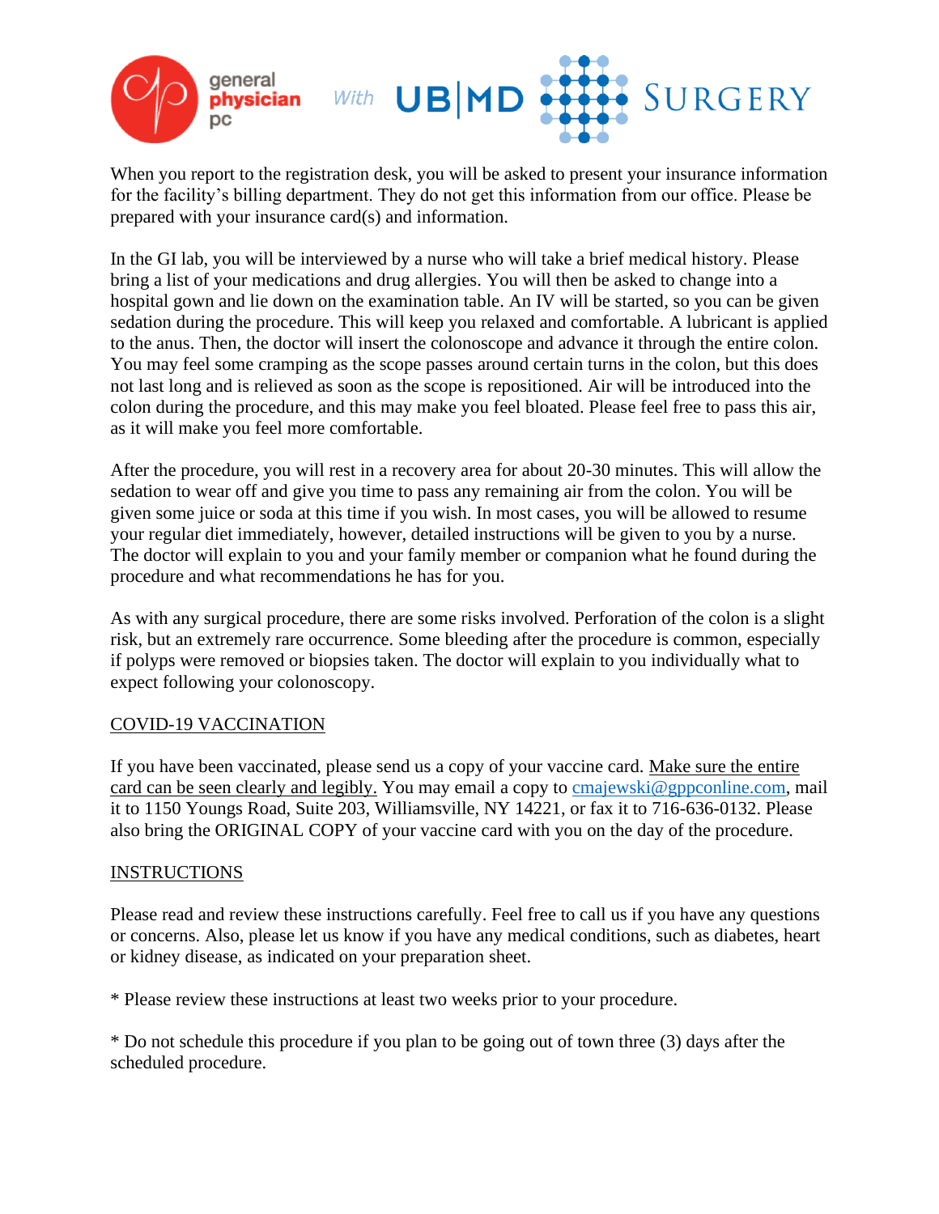When you report to the registration desk, you will be asked to present your insurance information for the facility's billing department. They do not get this information from our office. Please be prepared with your insurance card(s) and information.

In the GI lab, you will be interviewed by a nurse who will take a brief medical history. Please bring a list of your medications and drug allergies. You will then be asked to change into a hospital gown and lie down on the examination table. An IV will be started, so you can be given sedation during the procedure. This will keep you relaxed and comfortable. A lubricant is applied to the anus. Then, the doctor will insert the colonoscope and advance it through the entire colon. You may feel some cramping as the scope passes around certain turns in the colon, but this does not last long and is relieved as soon as the scope is repositioned. Air will be introduced into the colon during the procedure, and this may make you feel bloated. Please feel free to pass this air, as it will make you feel more comfortable.

After the procedure, you will rest in a recovery area for about 20-30 minutes. This will allow the sedation to wear off and give you time to pass any remaining air from the colon. You will be given some juice or soda at this time if you wish. In most cases, you will be allowed to resume your regular diet immediately, however, detailed instructions will be given to you by a nurse. The doctor will explain to you and your family member or companion what he found during the procedure and what recommendations he has for you.

As with any surgical procedure, there are some risks involved. Perforation of the colon is a slight risk, but an extremely rare occurrence. Some bleeding after the procedure is common, especially if polyps were removed or biopsies taken. The doctor will explain to you individually what to expect following your colonoscopy.

## COVID-19 VACCINATION

If you have been vaccinated, please send us a copy of your vaccine card. Make sure the entire card can be seen clearly and legibly. You may email a copy to cmajewski@gppconline.com, mail it to 1150 Youngs Road, Suite 203, Williamsville, NY 14221, or fax it to 716-636-0132. Please also bring the ORIGINAL COPY of your vaccine card with you on the day of the procedure.

## INSTRUCTIONS

Please read and review these instructions carefully. Feel free to call us if you have any questions or concerns. Also, please let us know if you have any medical conditions, such as diabetes, heart or kidney disease, as indicated on your preparation sheet.

* Please review these instructions at least two weeks prior to your procedure.

* Do not schedule this procedure if you plan to be going out of town three (3) days after the scheduled procedure.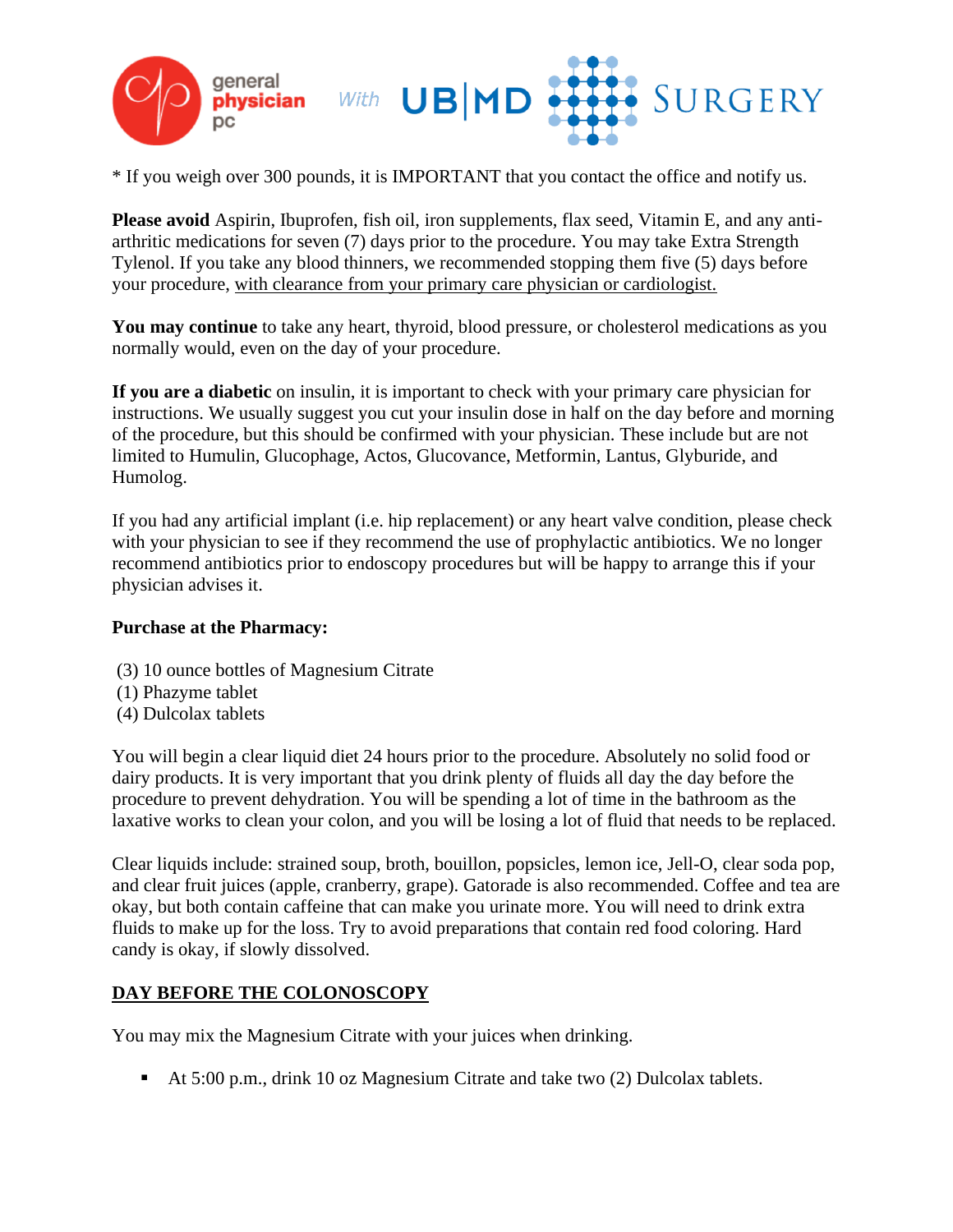\* If you weigh over 300 pounds, it is IMPORTANT that you contact the office and notify us.

**Please avoid** Aspirin, Ibuprofen, fish oil, iron supplements, flax seed, Vitamin E, and any anti-arthritic medications for seven (7) days prior to the procedure. You may take Extra Strength Tylenol. If you take any blood thinners, we recommended stopping them five (5) days before your procedure, <u>with clearance from your primary care physician or cardiologist.</u>

**You may continue** to take any heart, thyroid, blood pressure, or cholesterol medications as you normally would, even on the day of your procedure.

**If you are a diabetic** on insulin, it is important to check with your primary care physician for instructions. We usually suggest you cut your insulin dose in half on the day before and morning of the procedure, but this should be confirmed with your physician. These include but are not limited to Humulin, Glucophage, Actos, Glucovance, Metformin, Lantus, Glyburide, and Humolog.

If you had any artificial implant (i.e. hip replacement) or any heart valve condition, please check with your physician to see if they recommend the use of prophylactic antibiotics. We no longer recommend antibiotics prior to endoscopy procedures but will be happy to arrange this if your physician advises it.

**Purchase at the Pharmacy:**

(3) 10 ounce bottles of Magnesium Citrate
(1) Phazyme tablet
(4) Dulcolax tablets

You will begin a clear liquid diet 24 hours prior to the procedure. Absolutely no solid food or dairy products. It is very important that you drink plenty of fluids all day the day before the procedure to prevent dehydration. You will be spending a lot of time in the bathroom as the laxative works to clean your colon, and you will be losing a lot of fluid that needs to be replaced.

Clear liquids include: strained soup, broth, bouillon, popsicles, lemon ice, Jell-O, clear soda pop, and clear fruit juices (apple, cranberry, grape). Gatorade is also recommended. Coffee and tea are okay, but both contain caffeine that can make you urinate more. You will need to drink extra fluids to make up for the loss. Try to avoid preparations that contain red food coloring. Hard candy is okay, if slowly dissolved.

## <u>DAY BEFORE THE COLONOSCOPY</u>

You may mix the Magnesium Citrate with your juices when drinking.

- At 5:00 p.m., drink 10 oz Magnesium Citrate and take two (2) Dulcolax tablets.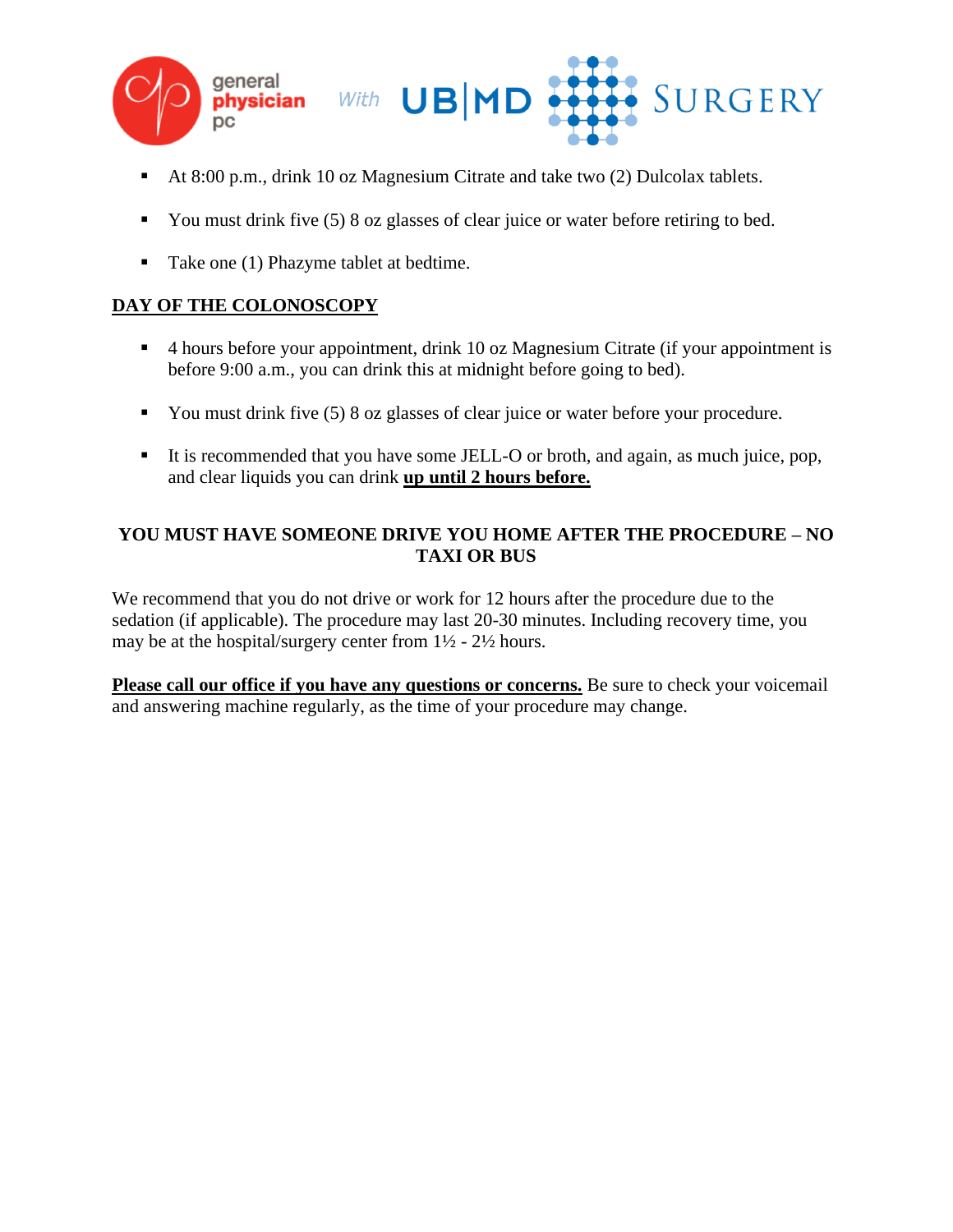- At 8:00 p.m., drink 10 oz Magnesium Citrate and take two (2) Dulcolax tablets.
- You must drink five (5) 8 oz glasses of clear juice or water before retiring to bed.
- Take one (1) Phazyme tablet at bedtime.

**DAY OF THE COLONOSCOPY**

- 4 hours before your appointment, drink 10 oz Magnesium Citrate (if your appointment is before 9:00 a.m., you can drink this at midnight before going to bed).
- You must drink five (5) 8 oz glasses of clear juice or water before your procedure.
- It is recommended that you have some JELL-O or broth, and again, as much juice, pop, and clear liquids you can drink **up until 2 hours before.**

**YOU MUST HAVE SOMEONE DRIVE YOU HOME AFTER THE PROCEDURE – NO TAXI OR BUS**

We recommend that you do not drive or work for 12 hours after the procedure due to the sedation (if applicable). The procedure may last 20-30 minutes. Including recovery time, you may be at the hospital/surgery center from 1½ - 2½ hours.

**Please call our office if you have any questions or concerns.** Be sure to check your voicemail and answering machine regularly, as the time of your procedure may change.